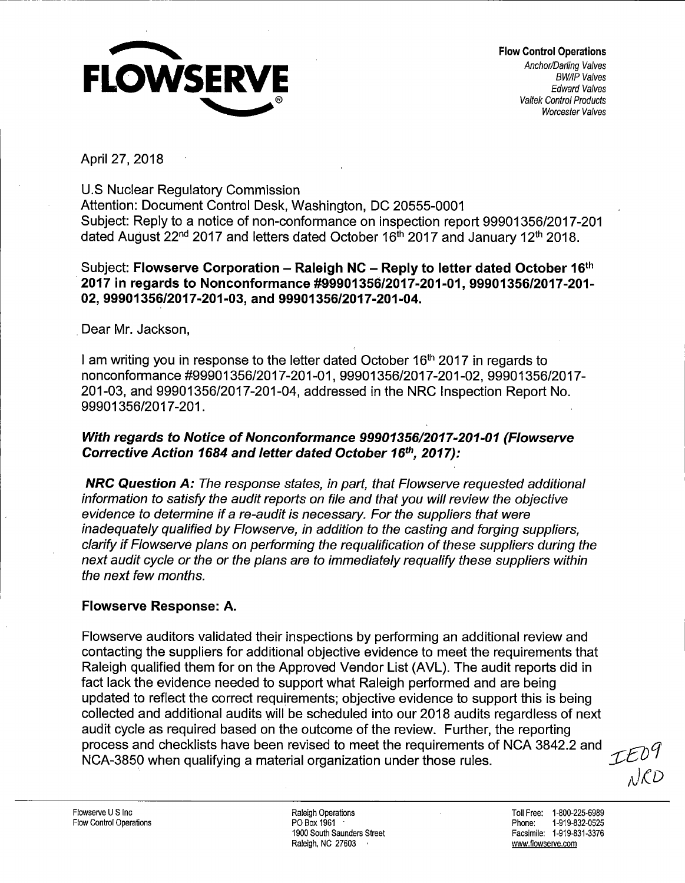**FLOWSERVE**

**Flow Control Operations**
*Anchor/Darling Valves*
*BW/IP Valves*
*Edward Valves*
*Valtek Control Products*
*Worcester Valves*

April 27, 2018

U.S Nuclear Regulatory Commission
Attention: Document Control Desk, Washington, DC 20555-0001
Subject: Reply to a notice of non-conformance on inspection report 99901356/2017-201 dated August 22nd 2017 and letters dated October 16th 2017 and January 12th 2018.

Subject: **Flowserve Corporation – Raleigh NC – Reply to letter dated October 16th 2017 in regards to Nonconformance #99901356/2017-201-01, 99901356/2017-201-02, 99901356/2017-201-03, and 99901356/2017-201-04.**

Dear Mr. Jackson,

I am writing you in response to the letter dated October 16th 2017 in regards to nonconformance #99901356/2017-201-01, 99901356/2017-201-02, 99901356/2017-201-03, and 99901356/2017-201-04, addressed in the NRC Inspection Report No. 99901356/2017-201.

***With regards to Notice of Nonconformance 99901356/2017-201-01 (Flowserve Corrective Action 1684 and letter dated October 16th, 2017):***

***NRC Question A:*** *The response states, in part, that Flowserve requested additional information to satisfy the audit reports on file and that you will review the objective evidence to determine if a re-audit is necessary. For the suppliers that were inadequately qualified by Flowserve, in addition to the casting and forging suppliers, clarify if Flowserve plans on performing the requalification of these suppliers during the next audit cycle or the or the plans are to immediately requalify these suppliers within the next few months.*

**Flowserve Response: A.**

Flowserve auditors validated their inspections by performing an additional review and contacting the suppliers for additional objective evidence to meet the requirements that Raleigh qualified them for on the Approved Vendor List (AVL). The audit reports did in fact lack the evidence needed to support what Raleigh performed and are being updated to reflect the correct requirements; objective evidence to support this is being collected and additional audits will be scheduled into our 2018 audits regardless of next audit cycle as required based on the outcome of the review. Further, the reporting process and checklists have been revised to meet the requirements of NCA 3842.2 and NCA-3850 when qualifying a material organization under those rules.

IE09
NRO

Flowserve U S Inc
Flow Control Operations

Raleigh Operations
PO Box 1961
1900 South Saunders Street
Raleigh, NC 27603

Toll Free: 1-800-225-6989
Phone: 1-919-832-0525
Facsimile: 1-919-831-3376
www.flowserve.com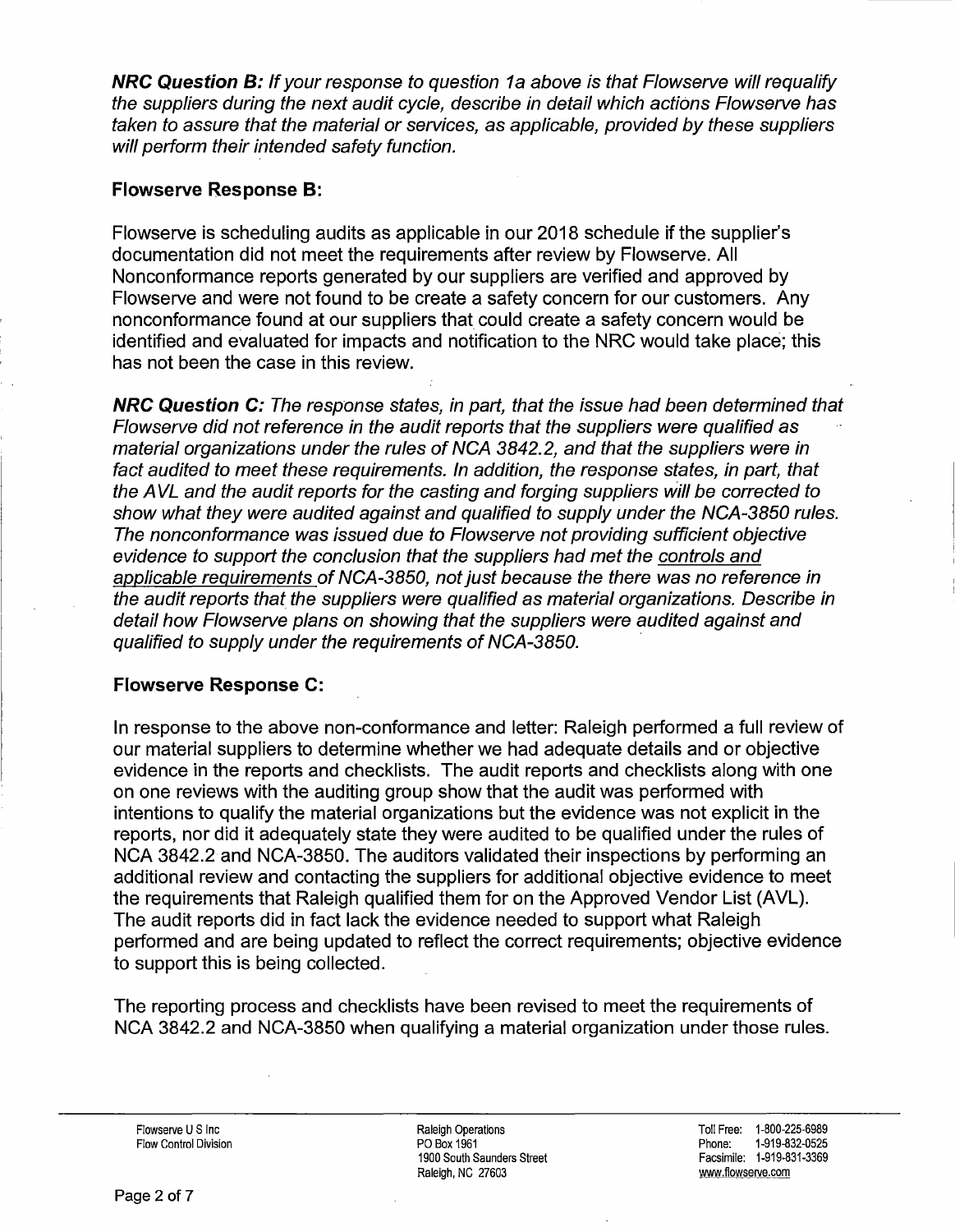***NRC Question B:*** *If your response to question 1a above is that Flowserve will requalify the suppliers during the next audit cycle, describe in detail which actions Flowserve has taken to assure that the material or services, as applicable, provided by these suppliers will perform their intended safety function.*

### Flowserve Response B:

Flowserve is scheduling audits as applicable in our 2018 schedule if the supplier's documentation did not meet the requirements after review by Flowserve. All Nonconformance reports generated by our suppliers are verified and approved by Flowserve and were not found to be create a safety concern for our customers. Any nonconformance found at our suppliers that could create a safety concern would be identified and evaluated for impacts and notification to the NRC would take place; this has not been the case in this review.

***NRC Question C:*** *The response states, in part, that the issue had been determined that Flowserve did not reference in the audit reports that the suppliers were qualified as material organizations under the rules of NCA 3842.2, and that the suppliers were in fact audited to meet these requirements. In addition, the response states, in part, that the AVL and the audit reports for the casting and forging suppliers will be corrected to show what they were audited against and qualified to supply under the NCA-3850 rules. The nonconformance was issued due to Flowserve not providing sufficient objective evidence to support the conclusion that the suppliers had met the <u>controls and applicable requirements</u> of NCA-3850, not just because the there was no reference in the audit reports that the suppliers were qualified as material organizations. Describe in detail how Flowserve plans on showing that the suppliers were audited against and qualified to supply under the requirements of NCA-3850.*

### Flowserve Response C:

In response to the above non-conformance and letter: Raleigh performed a full review of our material suppliers to determine whether we had adequate details and or objective evidence in the reports and checklists. The audit reports and checklists along with one on one reviews with the auditing group show that the audit was performed with intentions to qualify the material organizations but the evidence was not explicit in the reports, nor did it adequately state they were audited to be qualified under the rules of NCA 3842.2 and NCA-3850. The auditors validated their inspections by performing an additional review and contacting the suppliers for additional objective evidence to meet the requirements that Raleigh qualified them for on the Approved Vendor List (AVL). The audit reports did in fact lack the evidence needed to support what Raleigh performed and are being updated to reflect the correct requirements; objective evidence to support this is being collected.

The reporting process and checklists have been revised to meet the requirements of NCA 3842.2 and NCA-3850 when qualifying a material organization under those rules.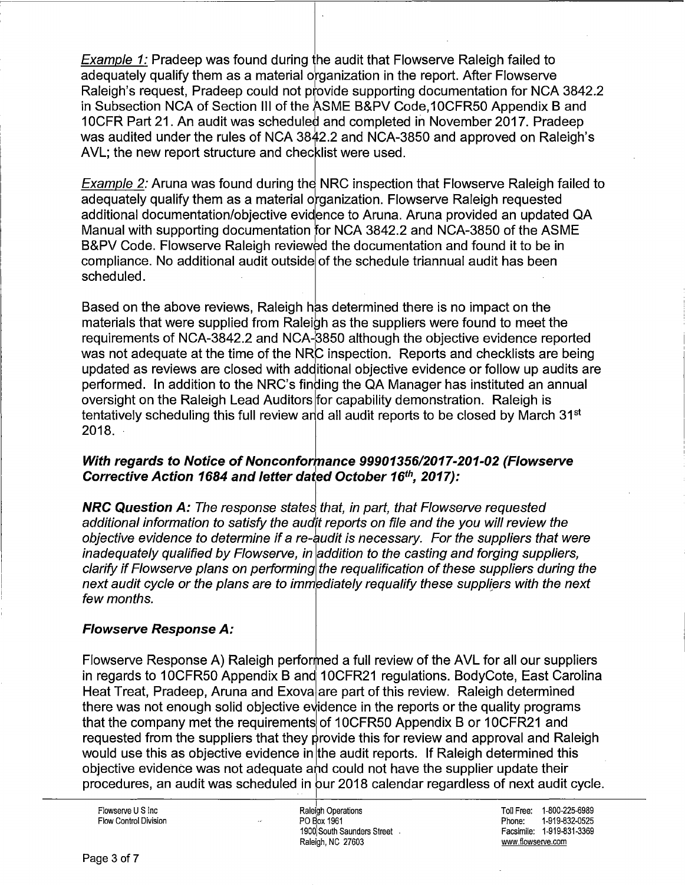*Example 1:* Pradeep was found during the audit that Flowserve Raleigh failed to adequately qualify them as a material organization in the report. After Flowserve Raleigh's request, Pradeep could not provide supporting documentation for NCA 3842.2 in Subsection NCA of Section III of the ASME B&PV Code,10CFR50 Appendix B and 10CFR Part 21. An audit was scheduled and completed in November 2017. Pradeep was audited under the rules of NCA 3842.2 and NCA-3850 and approved on Raleigh's AVL; the new report structure and checklist were used.

*Example 2:* Aruna was found during the NRC inspection that Flowserve Raleigh failed to adequately qualify them as a material organization. Flowserve Raleigh requested additional documentation/objective evidence to Aruna. Aruna provided an updated QA Manual with supporting documentation for NCA 3842.2 and NCA-3850 of the ASME B&PV Code. Flowserve Raleigh reviewed the documentation and found it to be in compliance. No additional audit outside of the schedule triannual audit has been scheduled.

Based on the above reviews, Raleigh has determined there is no impact on the materials that were supplied from Raleigh as the suppliers were found to meet the requirements of NCA-3842.2 and NCA-3850 although the objective evidence reported was not adequate at the time of the NRC inspection. Reports and checklists are being updated as reviews are closed with additional objective evidence or follow up audits are performed. In addition to the NRC's finding the QA Manager has instituted an annual oversight on the Raleigh Lead Auditors for capability demonstration. Raleigh is tentatively scheduling this full review and all audit reports to be closed by March 31st 2018.

***With regards to Notice of Nonconformance 99901356/2017-201-02 (Flowserve Corrective Action 1684 and letter dated October 16th, 2017):***

***NRC Question A:*** *The response states that, in part, that Flowserve requested additional information to satisfy the audit reports on file and the you will review the objective evidence to determine if a re-audit is necessary. For the suppliers that were inadequately qualified by Flowserve, in addition to the casting and forging suppliers, clarify if Flowserve plans on performing the requalification of these suppliers during the next audit cycle or the plans are to immediately requalify these suppliers with the next few months.*

***Flowserve Response A:***

Flowserve Response A) Raleigh performed a full review of the AVL for all our suppliers in regards to 10CFR50 Appendix B and 10CFR21 regulations. BodyCote, East Carolina Heat Treat, Pradeep, Aruna and Exova are part of this review. Raleigh determined there was not enough solid objective evidence in the reports or the quality programs that the company met the requirements of 10CFR50 Appendix B or 10CFR21 and requested from the suppliers that they provide this for review and approval and Raleigh would use this as objective evidence in the audit reports. If Raleigh determined this objective evidence was not adequate and could not have the supplier update their procedures, an audit was scheduled in our 2018 calendar regardless of next audit cycle.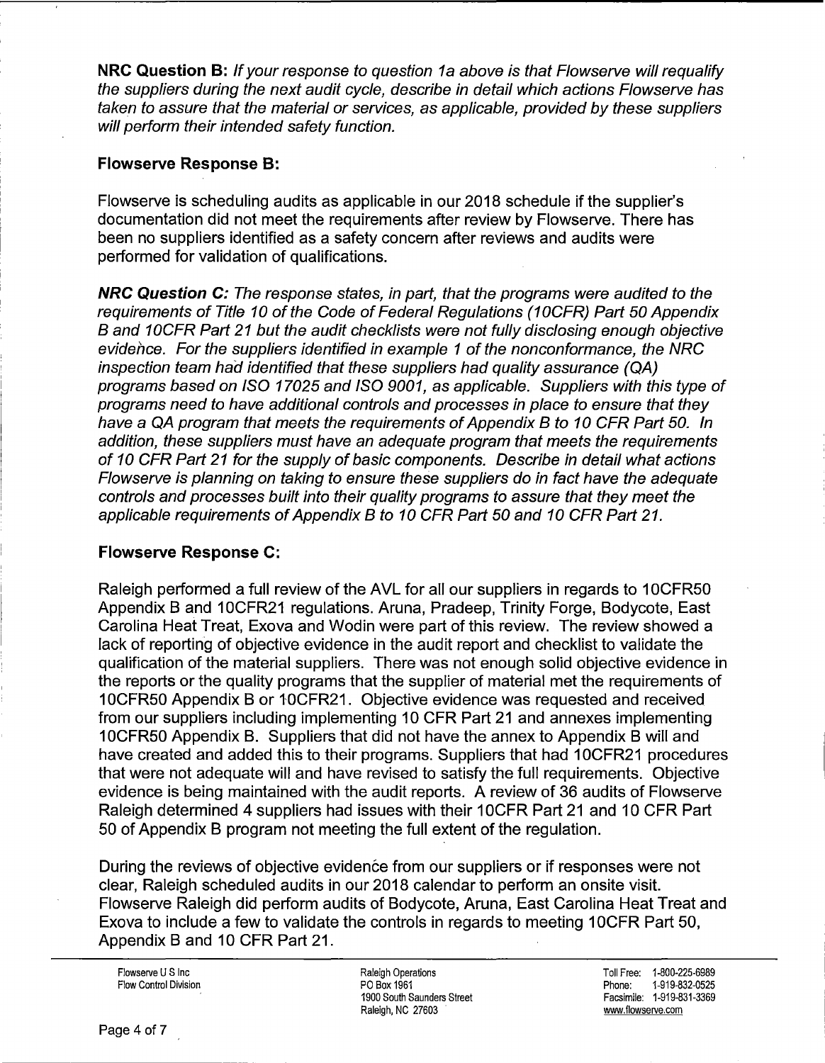**NRC Question B:** *If your response to question 1a above is that Flowserve will requalify the suppliers during the next audit cycle, describe in detail which actions Flowserve has taken to assure that the material or services, as applicable, provided by these suppliers will perform their intended safety function.*

**Flowserve Response B:**

Flowserve is scheduling audits as applicable in our 2018 schedule if the supplier's documentation did not meet the requirements after review by Flowserve. There has been no suppliers identified as a safety concern after reviews and audits were performed for validation of qualifications.

***NRC Question C:*** *The response states, in part, that the programs were audited to the requirements of Title 10 of the Code of Federal Regulations (10CFR) Part 50 Appendix B and 10CFR Part 21 but the audit checklists were not fully disclosing enough objective evidence. For the suppliers identified in example 1 of the nonconformance, the NRC inspection team had identified that these suppliers had quality assurance (QA) programs based on ISO 17025 and ISO 9001, as applicable. Suppliers with this type of programs need to have additional controls and processes in place to ensure that they have a QA program that meets the requirements of Appendix B to 10 CFR Part 50. In addition, these suppliers must have an adequate program that meets the requirements of 10 CFR Part 21 for the supply of basic components. Describe in detail what actions Flowserve is planning on taking to ensure these suppliers do in fact have the adequate controls and processes built into their quality programs to assure that they meet the applicable requirements of Appendix B to 10 CFR Part 50 and 10 CFR Part 21.*

**Flowserve Response C:**

Raleigh performed a full review of the AVL for all our suppliers in regards to 10CFR50 Appendix B and 10CFR21 regulations. Aruna, Pradeep, Trinity Forge, Bodycote, East Carolina Heat Treat, Exova and Wodin were part of this review. The review showed a lack of reporting of objective evidence in the audit report and checklist to validate the qualification of the material suppliers. There was not enough solid objective evidence in the reports or the quality programs that the supplier of material met the requirements of 10CFR50 Appendix B or 10CFR21. Objective evidence was requested and received from our suppliers including implementing 10 CFR Part 21 and annexes implementing 10CFR50 Appendix B. Suppliers that did not have the annex to Appendix B will and have created and added this to their programs. Suppliers that had 10CFR21 procedures that were not adequate will and have revised to satisfy the full requirements. Objective evidence is being maintained with the audit reports. A review of 36 audits of Flowserve Raleigh determined 4 suppliers had issues with their 10CFR Part 21 and 10 CFR Part 50 of Appendix B program not meeting the full extent of the regulation.

During the reviews of objective evidence from our suppliers or if responses were not clear, Raleigh scheduled audits in our 2018 calendar to perform an onsite visit. Flowserve Raleigh did perform audits of Bodycote, Aruna, East Carolina Heat Treat and Exova to include a few to validate the controls in regards to meeting 10CFR Part 50, Appendix B and 10 CFR Part 21.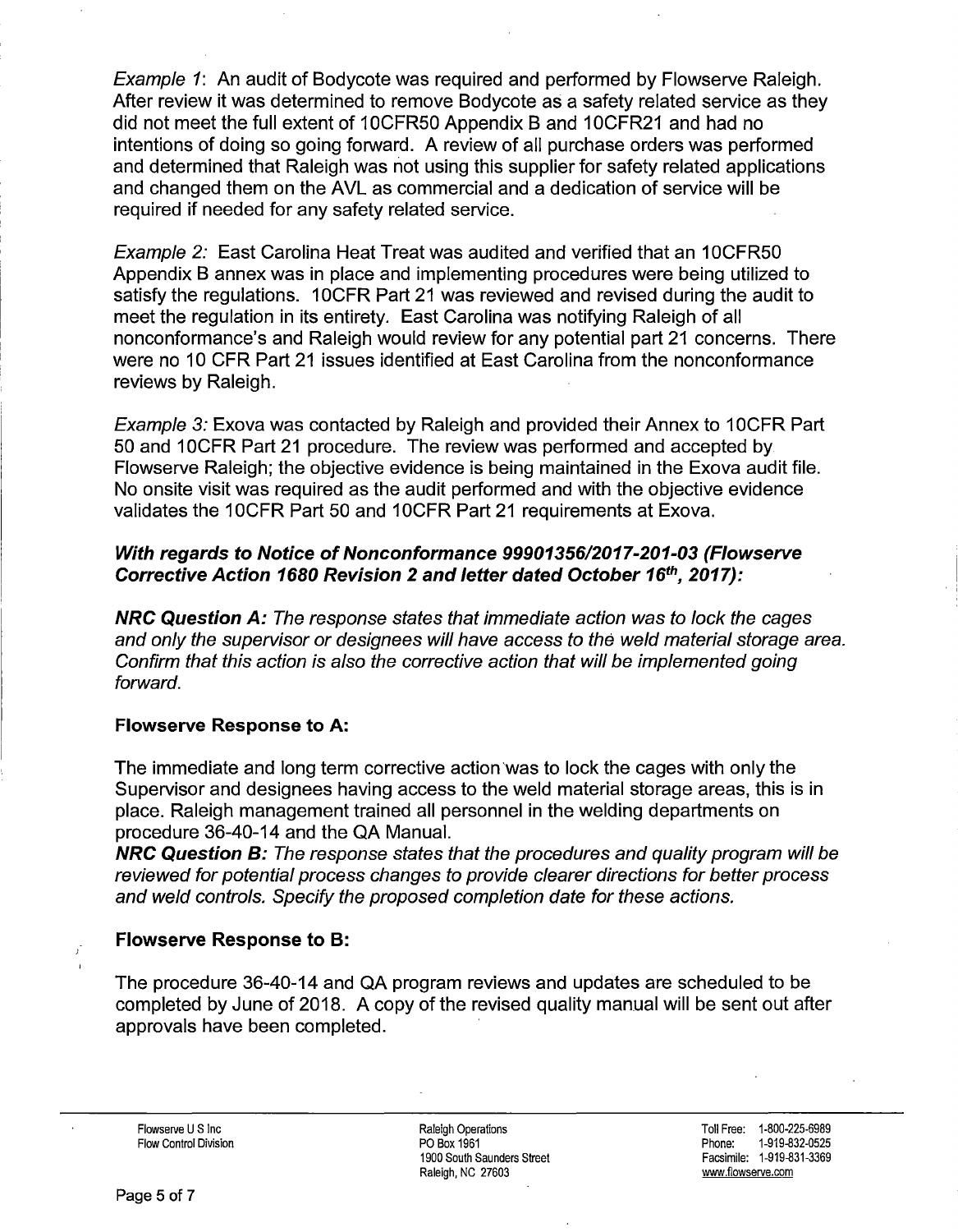*Example 1*: An audit of Bodycote was required and performed by Flowserve Raleigh. After review it was determined to remove Bodycote as a safety related service as they did not meet the full extent of 10CFR50 Appendix B and 10CFR21 and had no intentions of doing so going forward. A review of all purchase orders was performed and determined that Raleigh was not using this supplier for safety related applications and changed them on the AVL as commercial and a dedication of service will be required if needed for any safety related service.

*Example 2:* East Carolina Heat Treat was audited and verified that an 10CFR50 Appendix B annex was in place and implementing procedures were being utilized to satisfy the regulations. 10CFR Part 21 was reviewed and revised during the audit to meet the regulation in its entirety. East Carolina was notifying Raleigh of all nonconformance's and Raleigh would review for any potential part 21 concerns. There were no 10 CFR Part 21 issues identified at East Carolina from the nonconformance reviews by Raleigh.

*Example 3:* Exova was contacted by Raleigh and provided their Annex to 10CFR Part 50 and 10CFR Part 21 procedure. The review was performed and accepted by Flowserve Raleigh; the objective evidence is being maintained in the Exova audit file. No onsite visit was required as the audit performed and with the objective evidence validates the 10CFR Part 50 and 10CFR Part 21 requirements at Exova.

***With regards to Notice of Nonconformance 99901356/2017-201-03 (Flowserve Corrective Action 1680 Revision 2 and letter dated October 16th, 2017):***

***NRC Question A:*** *The response states that immediate action was to lock the cages and only the supervisor or designees will have access to the weld material storage area. Confirm that this action is also the corrective action that will be implemented going forward.*

**Flowserve Response to A:**

The immediate and long term corrective action was to lock the cages with only the Supervisor and designees having access to the weld material storage areas, this is in place. Raleigh management trained all personnel in the welding departments on procedure 36-40-14 and the QA Manual.

***NRC Question B:*** *The response states that the procedures and quality program will be reviewed for potential process changes to provide clearer directions for better process and weld controls. Specify the proposed completion date for these actions.*

**Flowserve Response to B:**

The procedure 36-40-14 and QA program reviews and updates are scheduled to be completed by June of 2018. A copy of the revised quality manual will be sent out after approvals have been completed.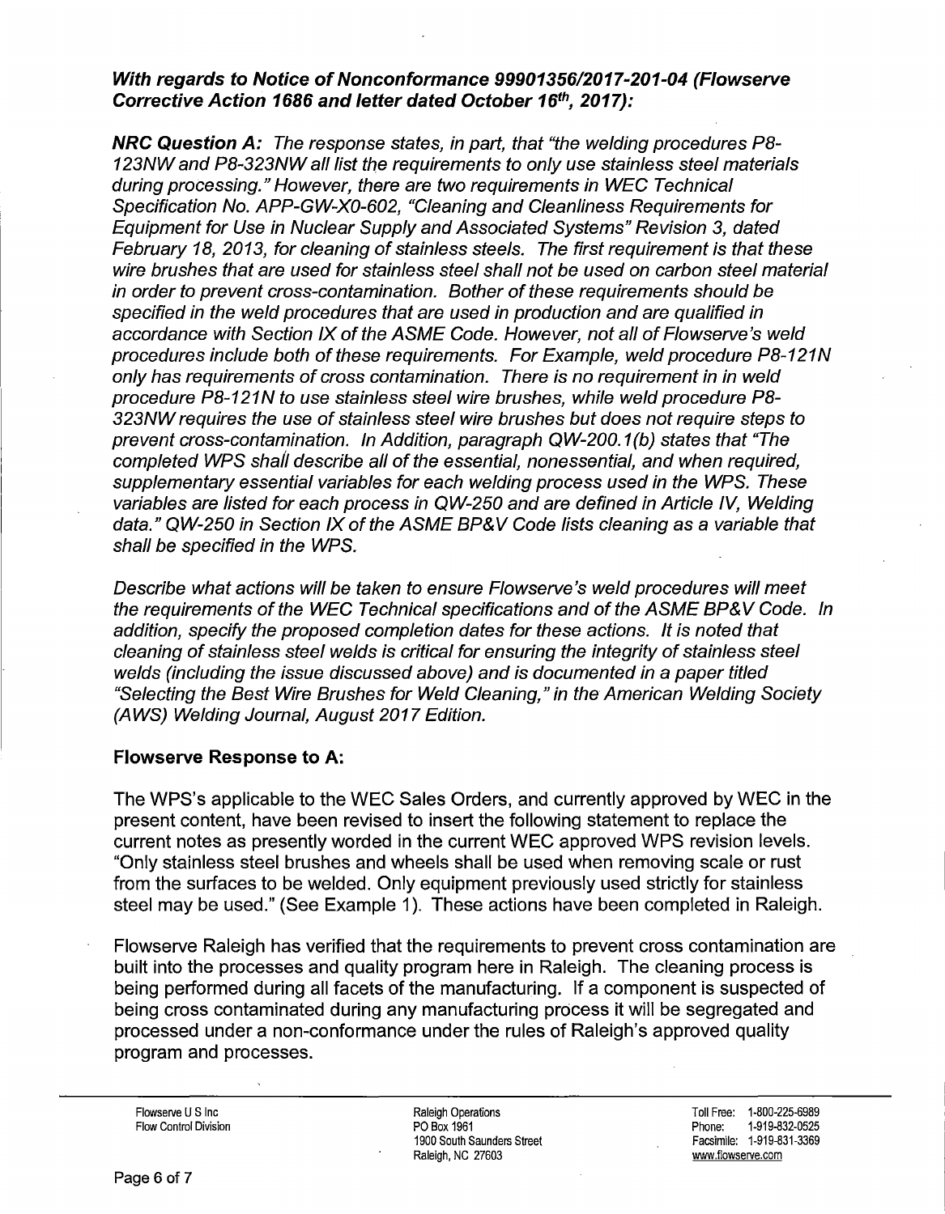***With regards to Notice of Nonconformance 99901356/2017-201-04 (Flowserve Corrective Action 1686 and letter dated October 16th, 2017):***

***NRC Question A:*** *The response states, in part, that "the welding procedures P8-123NW and P8-323NW all list the requirements to only use stainless steel materials during processing." However, there are two requirements in WEC Technical Specification No. APP-GW-X0-602, "Cleaning and Cleanliness Requirements for Equipment for Use in Nuclear Supply and Associated Systems" Revision 3, dated February 18, 2013, for cleaning of stainless steels. The first requirement is that these wire brushes that are used for stainless steel shall not be used on carbon steel material in order to prevent cross-contamination. Bother of these requirements should be specified in the weld procedures that are used in production and are qualified in accordance with Section IX of the ASME Code. However, not all of Flowserve's weld procedures include both of these requirements. For Example, weld procedure P8-121N only has requirements of cross contamination. There is no requirement in in weld procedure P8-121N to use stainless steel wire brushes, while weld procedure P8-323NW requires the use of stainless steel wire brushes but does not require steps to prevent cross-contamination. In Addition, paragraph QW-200.1(b) states that "The completed WPS shall describe all of the essential, nonessential, and when required, supplementary essential variables for each welding process used in the WPS. These variables are listed for each process in QW-250 and are defined in Article IV, Welding data." QW-250 in Section IX of the ASME BP&V Code lists cleaning as a variable that shall be specified in the WPS.*

*Describe what actions will be taken to ensure Flowserve's weld procedures will meet the requirements of the WEC Technical specifications and of the ASME BP&V Code. In addition, specify the proposed completion dates for these actions. It is noted that cleaning of stainless steel welds is critical for ensuring the integrity of stainless steel welds (including the issue discussed above) and is documented in a paper titled "Selecting the Best Wire Brushes for Weld Cleaning," in the American Welding Society (AWS) Welding Journal, August 2017 Edition.*

**Flowserve Response to A:**

The WPS's applicable to the WEC Sales Orders, and currently approved by WEC in the present content, have been revised to insert the following statement to replace the current notes as presently worded in the current WEC approved WPS revision levels. "Only stainless steel brushes and wheels shall be used when removing scale or rust from the surfaces to be welded. Only equipment previously used strictly for stainless steel may be used." (See Example 1). These actions have been completed in Raleigh.

Flowserve Raleigh has verified that the requirements to prevent cross contamination are built into the processes and quality program here in Raleigh. The cleaning process is being performed during all facets of the manufacturing. If a component is suspected of being cross contaminated during any manufacturing process it will be segregated and processed under a non-conformance under the rules of Raleigh's approved quality program and processes.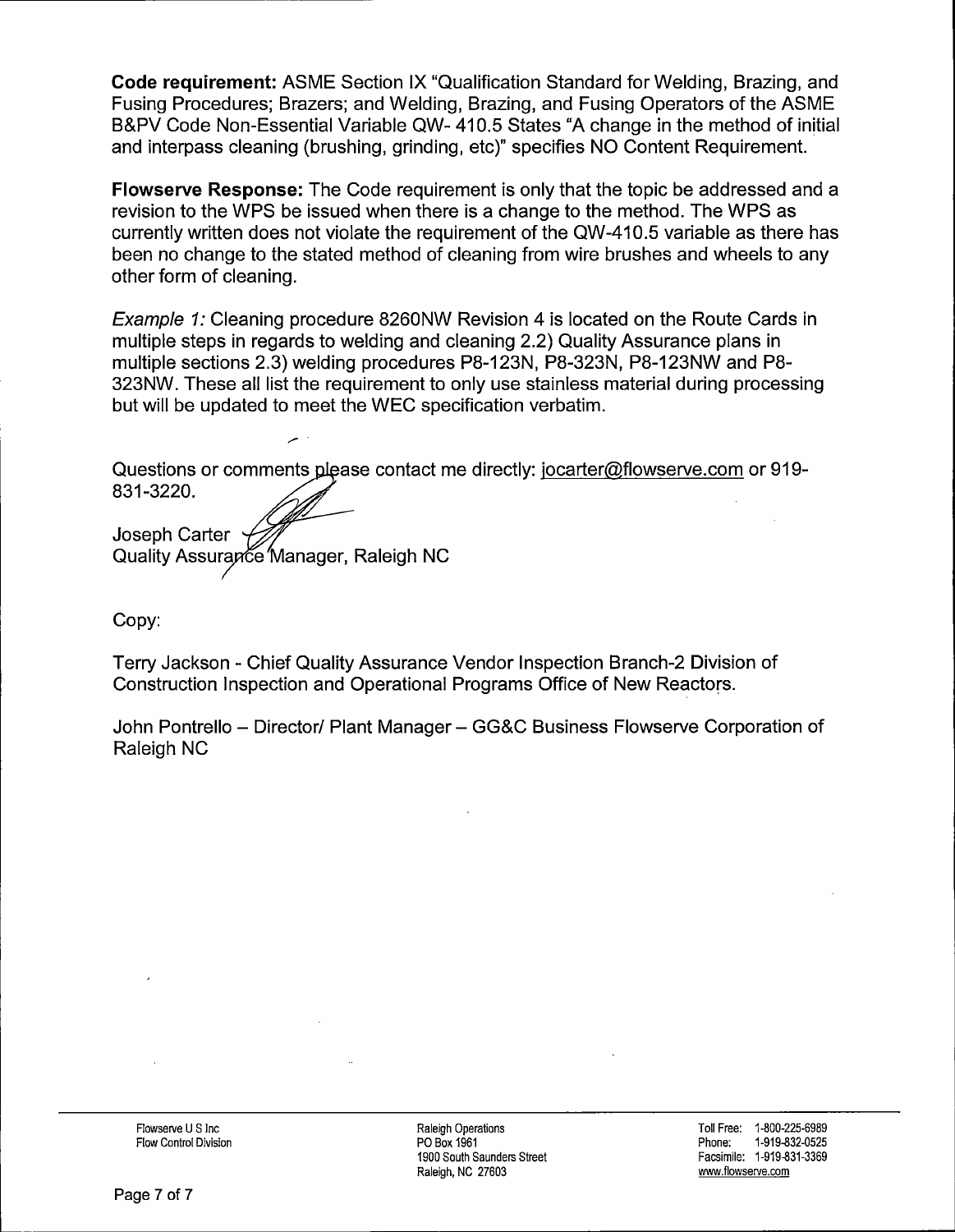**Code requirement:** ASME Section IX "Qualification Standard for Welding, Brazing, and Fusing Procedures; Brazers; and Welding, Brazing, and Fusing Operators of the ASME B&PV Code Non-Essential Variable QW- 410.5 States "A change in the method of initial and interpass cleaning (brushing, grinding, etc)" specifies NO Content Requirement.

**Flowserve Response:** The Code requirement is only that the topic be addressed and a revision to the WPS be issued when there is a change to the method. The WPS as currently written does not violate the requirement of the QW-410.5 variable as there has been no change to the stated method of cleaning from wire brushes and wheels to any other form of cleaning.

*Example 1:* Cleaning procedure 8260NW Revision 4 is located on the Route Cards in multiple steps in regards to welding and cleaning 2.2) Quality Assurance plans in multiple sections 2.3) welding procedures P8-123N, P8-323N, P8-123NW and P8-323NW. These all list the requirement to only use stainless material during processing but will be updated to meet the WEC specification verbatim.

Questions or comments please contact me directly: jocarter@flowserve.com or 919-831-3220.

Joseph Carter
Quality Assurance Manager, Raleigh NC

Copy:

Terry Jackson - Chief Quality Assurance Vendor Inspection Branch-2 Division of Construction Inspection and Operational Programs Office of New Reactors.

John Pontrello – Director/ Plant Manager – GG&C Business Flowserve Corporation of Raleigh NC

Flowserve U S Inc
Flow Control Division

Raleigh Operations
PO Box 1961
1900 South Saunders Street
Raleigh, NC 27603

Toll Free: 1-800-225-6989
Phone: 1-919-832-0525
Facsimile: 1-919-831-3369
www.flowserve.com